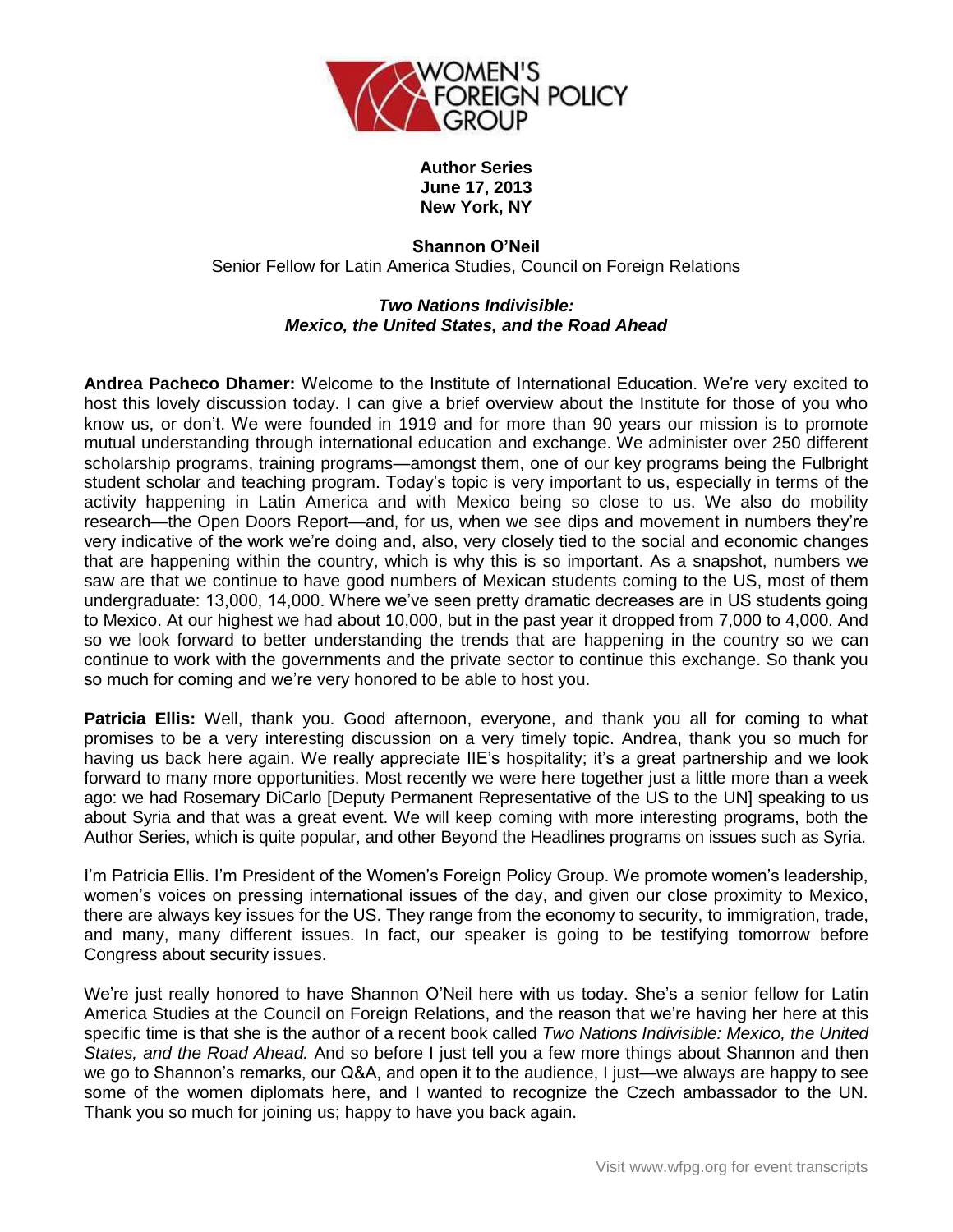**Author Series**
**June 17, 2013**
**New York, NY**

**Shannon O'Neil**
Senior Fellow for Latin America Studies, Council on Foreign Relations

***Two Nations Indivisible: Mexico, the United States, and the Road Ahead***

**Andrea Pacheco Dhamer:** Welcome to the Institute of International Education. We're very excited to host this lovely discussion today. I can give a brief overview about the Institute for those of you who know us, or don't. We were founded in 1919 and for more than 90 years our mission is to promote mutual understanding through international education and exchange. We administer over 250 different scholarship programs, training programs—amongst them, one of our key programs being the Fulbright student scholar and teaching program. Today's topic is very important to us, especially in terms of the activity happening in Latin America and with Mexico being so close to us. We also do mobility research—the Open Doors Report—and, for us, when we see dips and movement in numbers they're very indicative of the work we're doing and, also, very closely tied to the social and economic changes that are happening within the country, which is why this is so important. As a snapshot, numbers we saw are that we continue to have good numbers of Mexican students coming to the US, most of them undergraduate: 13,000, 14,000. Where we've seen pretty dramatic decreases are in US students going to Mexico. At our highest we had about 10,000, but in the past year it dropped from 7,000 to 4,000. And so we look forward to better understanding the trends that are happening in the country so we can continue to work with the governments and the private sector to continue this exchange. So thank you so much for coming and we're very honored to be able to host you.

**Patricia Ellis:** Well, thank you. Good afternoon, everyone, and thank you all for coming to what promises to be a very interesting discussion on a very timely topic. Andrea, thank you so much for having us back here again. We really appreciate IIE's hospitality; it's a great partnership and we look forward to many more opportunities. Most recently we were here together just a little more than a week ago: we had Rosemary DiCarlo [Deputy Permanent Representative of the US to the UN] speaking to us about Syria and that was a great event. We will keep coming with more interesting programs, both the Author Series, which is quite popular, and other Beyond the Headlines programs on issues such as Syria.

I'm Patricia Ellis. I'm President of the Women's Foreign Policy Group. We promote women's leadership, women's voices on pressing international issues of the day, and given our close proximity to Mexico, there are always key issues for the US. They range from the economy to security, to immigration, trade, and many, many different issues. In fact, our speaker is going to be testifying tomorrow before Congress about security issues.

We're just really honored to have Shannon O'Neil here with us today. She's a senior fellow for Latin America Studies at the Council on Foreign Relations, and the reason that we're having her here at this specific time is that she is the author of a recent book called *Two Nations Indivisible: Mexico, the United States, and the Road Ahead.* And so before I just tell you a few more things about Shannon and then we go to Shannon's remarks, our Q&A, and open it to the audience, I just—we always are happy to see some of the women diplomats here, and I wanted to recognize the Czech ambassador to the UN. Thank you so much for joining us; happy to have you back again.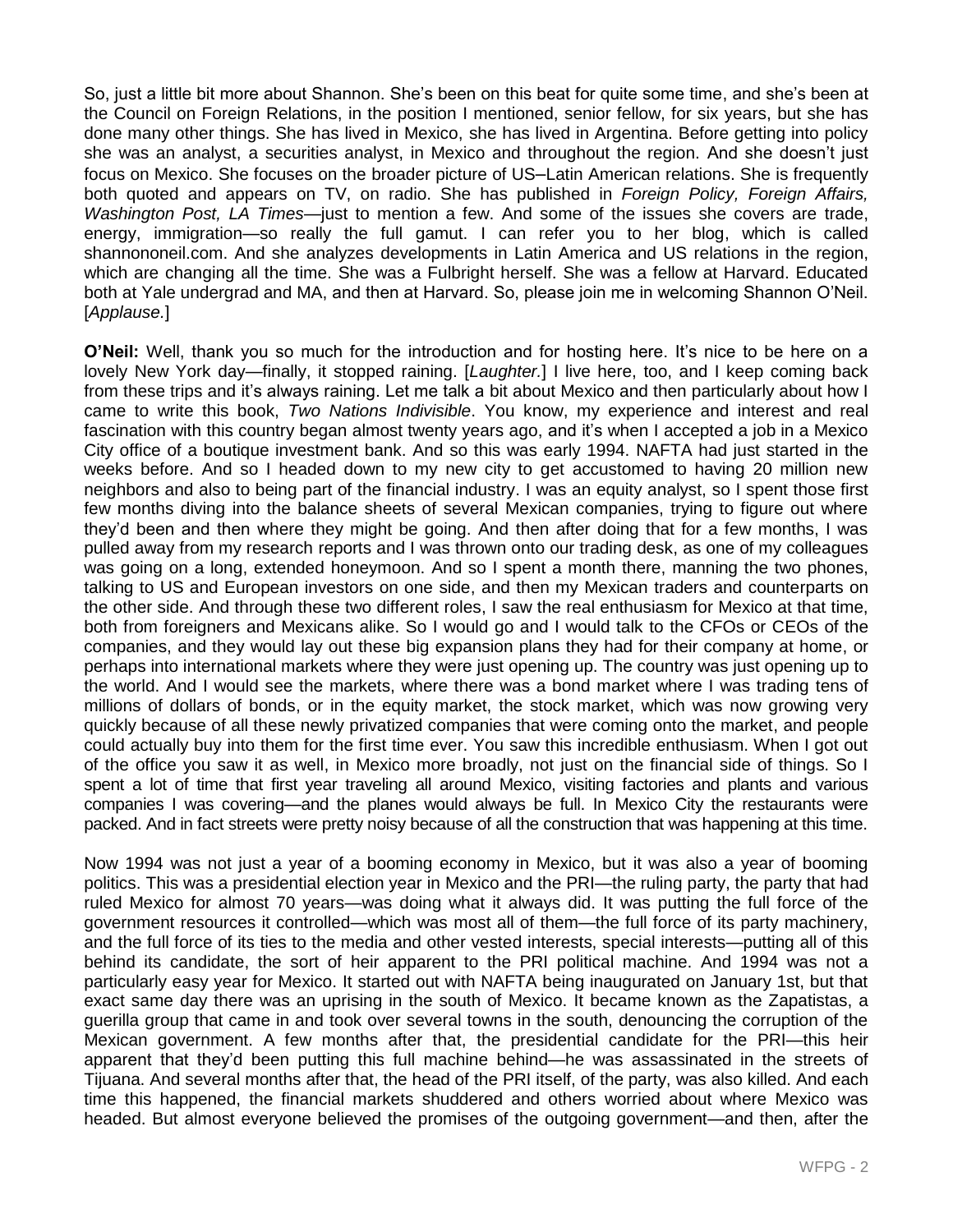So, just a little bit more about Shannon. She's been on this beat for quite some time, and she's been at the Council on Foreign Relations, in the position I mentioned, senior fellow, for six years, but she has done many other things. She has lived in Mexico, she has lived in Argentina. Before getting into policy she was an analyst, a securities analyst, in Mexico and throughout the region. And she doesn't just focus on Mexico. She focuses on the broader picture of US–Latin American relations. She is frequently both quoted and appears on TV, on radio. She has published in *Foreign Policy, Foreign Affairs, Washington Post, LA Times*—just to mention a few. And some of the issues she covers are trade, energy, immigration—so really the full gamut. I can refer you to her blog, which is called shannononeil.com. And she analyzes developments in Latin America and US relations in the region, which are changing all the time. She was a Fulbright herself. She was a fellow at Harvard. Educated both at Yale undergrad and MA, and then at Harvard. So, please join me in welcoming Shannon O'Neil. [*Applause.*]

**O'Neil:** Well, thank you so much for the introduction and for hosting here. It's nice to be here on a lovely New York day—finally, it stopped raining. [*Laughter.*] I live here, too, and I keep coming back from these trips and it's always raining. Let me talk a bit about Mexico and then particularly about how I came to write this book, *Two Nations Indivisible*. You know, my experience and interest and real fascination with this country began almost twenty years ago, and it's when I accepted a job in a Mexico City office of a boutique investment bank. And so this was early 1994. NAFTA had just started in the weeks before. And so I headed down to my new city to get accustomed to having 20 million new neighbors and also to being part of the financial industry. I was an equity analyst, so I spent those first few months diving into the balance sheets of several Mexican companies, trying to figure out where they'd been and then where they might be going. And then after doing that for a few months, I was pulled away from my research reports and I was thrown onto our trading desk, as one of my colleagues was going on a long, extended honeymoon. And so I spent a month there, manning the two phones, talking to US and European investors on one side, and then my Mexican traders and counterparts on the other side. And through these two different roles, I saw the real enthusiasm for Mexico at that time, both from foreigners and Mexicans alike. So I would go and I would talk to the CFOs or CEOs of the companies, and they would lay out these big expansion plans they had for their company at home, or perhaps into international markets where they were just opening up. The country was just opening up to the world. And I would see the markets, where there was a bond market where I was trading tens of millions of dollars of bonds, or in the equity market, the stock market, which was now growing very quickly because of all these newly privatized companies that were coming onto the market, and people could actually buy into them for the first time ever. You saw this incredible enthusiasm. When I got out of the office you saw it as well, in Mexico more broadly, not just on the financial side of things. So I spent a lot of time that first year traveling all around Mexico, visiting factories and plants and various companies I was covering—and the planes would always be full. In Mexico City the restaurants were packed. And in fact streets were pretty noisy because of all the construction that was happening at this time.

Now 1994 was not just a year of a booming economy in Mexico, but it was also a year of booming politics. This was a presidential election year in Mexico and the PRI—the ruling party, the party that had ruled Mexico for almost 70 years—was doing what it always did. It was putting the full force of the government resources it controlled—which was most all of them—the full force of its party machinery, and the full force of its ties to the media and other vested interests, special interests—putting all of this behind its candidate, the sort of heir apparent to the PRI political machine. And 1994 was not a particularly easy year for Mexico. It started out with NAFTA being inaugurated on January 1st, but that exact same day there was an uprising in the south of Mexico. It became known as the Zapatistas, a guerilla group that came in and took over several towns in the south, denouncing the corruption of the Mexican government. A few months after that, the presidential candidate for the PRI—this heir apparent that they'd been putting this full machine behind—he was assassinated in the streets of Tijuana. And several months after that, the head of the PRI itself, of the party, was also killed. And each time this happened, the financial markets shuddered and others worried about where Mexico was headed. But almost everyone believed the promises of the outgoing government—and then, after the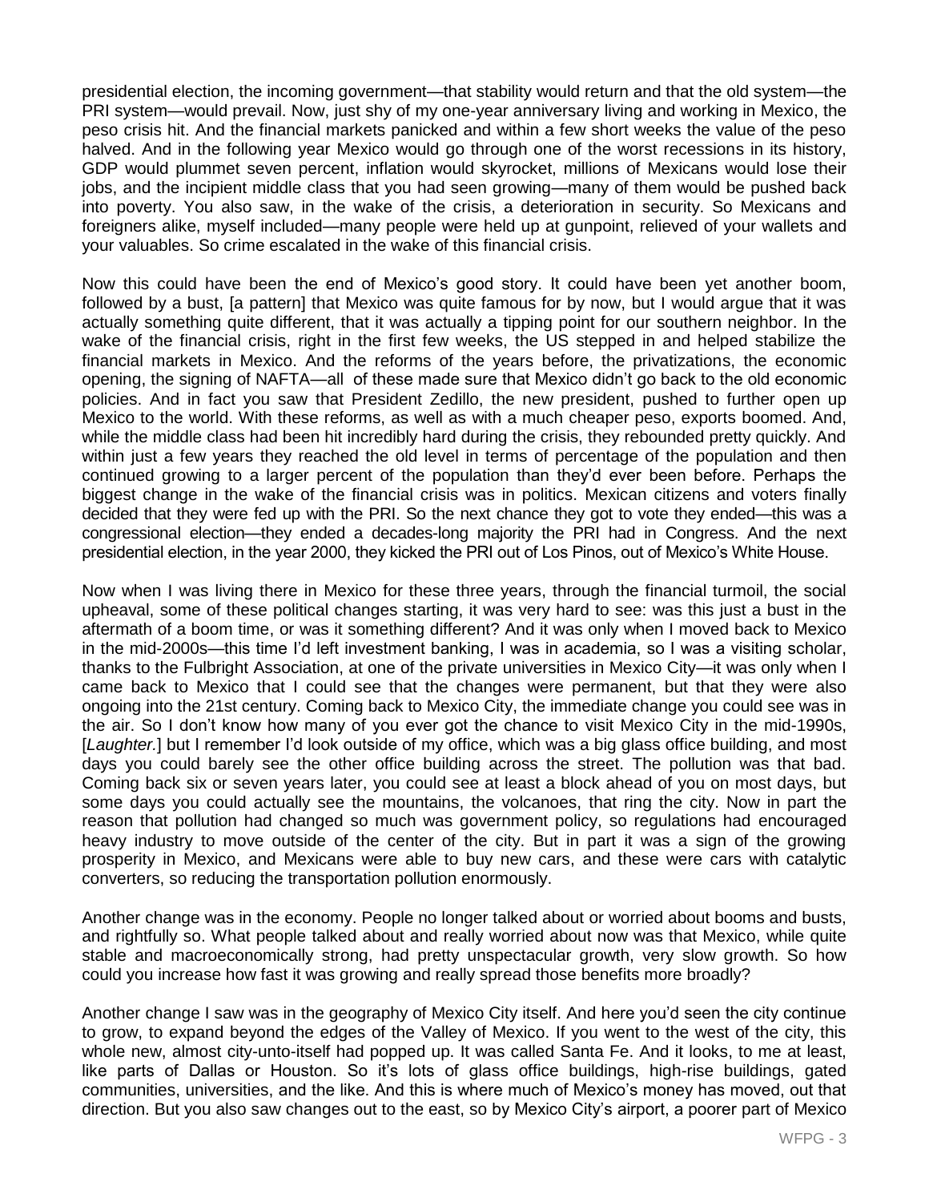presidential election, the incoming government—that stability would return and that the old system—the PRI system—would prevail. Now, just shy of my one-year anniversary living and working in Mexico, the peso crisis hit. And the financial markets panicked and within a few short weeks the value of the peso halved. And in the following year Mexico would go through one of the worst recessions in its history, GDP would plummet seven percent, inflation would skyrocket, millions of Mexicans would lose their jobs, and the incipient middle class that you had seen growing—many of them would be pushed back into poverty. You also saw, in the wake of the crisis, a deterioration in security. So Mexicans and foreigners alike, myself included—many people were held up at gunpoint, relieved of your wallets and your valuables. So crime escalated in the wake of this financial crisis.

Now this could have been the end of Mexico's good story. It could have been yet another boom, followed by a bust, [a pattern] that Mexico was quite famous for by now, but I would argue that it was actually something quite different, that it was actually a tipping point for our southern neighbor. In the wake of the financial crisis, right in the first few weeks, the US stepped in and helped stabilize the financial markets in Mexico. And the reforms of the years before, the privatizations, the economic opening, the signing of NAFTA—all of these made sure that Mexico didn't go back to the old economic policies. And in fact you saw that President Zedillo, the new president, pushed to further open up Mexico to the world. With these reforms, as well as with a much cheaper peso, exports boomed. And, while the middle class had been hit incredibly hard during the crisis, they rebounded pretty quickly. And within just a few years they reached the old level in terms of percentage of the population and then continued growing to a larger percent of the population than they'd ever been before. Perhaps the biggest change in the wake of the financial crisis was in politics. Mexican citizens and voters finally decided that they were fed up with the PRI. So the next chance they got to vote they ended—this was a congressional election—they ended a decades-long majority the PRI had in Congress. And the next presidential election, in the year 2000, they kicked the PRI out of Los Pinos, out of Mexico's White House.

Now when I was living there in Mexico for these three years, through the financial turmoil, the social upheaval, some of these political changes starting, it was very hard to see: was this just a bust in the aftermath of a boom time, or was it something different? And it was only when I moved back to Mexico in the mid-2000s—this time I'd left investment banking, I was in academia, so I was a visiting scholar, thanks to the Fulbright Association, at one of the private universities in Mexico City—it was only when I came back to Mexico that I could see that the changes were permanent, but that they were also ongoing into the 21st century. Coming back to Mexico City, the immediate change you could see was in the air. So I don't know how many of you ever got the chance to visit Mexico City in the mid-1990s, [*Laughter.*] but I remember I'd look outside of my office, which was a big glass office building, and most days you could barely see the other office building across the street. The pollution was that bad. Coming back six or seven years later, you could see at least a block ahead of you on most days, but some days you could actually see the mountains, the volcanoes, that ring the city. Now in part the reason that pollution had changed so much was government policy, so regulations had encouraged heavy industry to move outside of the center of the city. But in part it was a sign of the growing prosperity in Mexico, and Mexicans were able to buy new cars, and these were cars with catalytic converters, so reducing the transportation pollution enormously.

Another change was in the economy. People no longer talked about or worried about booms and busts, and rightfully so. What people talked about and really worried about now was that Mexico, while quite stable and macroeconomically strong, had pretty unspectacular growth, very slow growth. So how could you increase how fast it was growing and really spread those benefits more broadly?

Another change I saw was in the geography of Mexico City itself. And here you'd seen the city continue to grow, to expand beyond the edges of the Valley of Mexico. If you went to the west of the city, this whole new, almost city-unto-itself had popped up. It was called Santa Fe. And it looks, to me at least, like parts of Dallas or Houston. So it's lots of glass office buildings, high-rise buildings, gated communities, universities, and the like. And this is where much of Mexico's money has moved, out that direction. But you also saw changes out to the east, so by Mexico City's airport, a poorer part of Mexico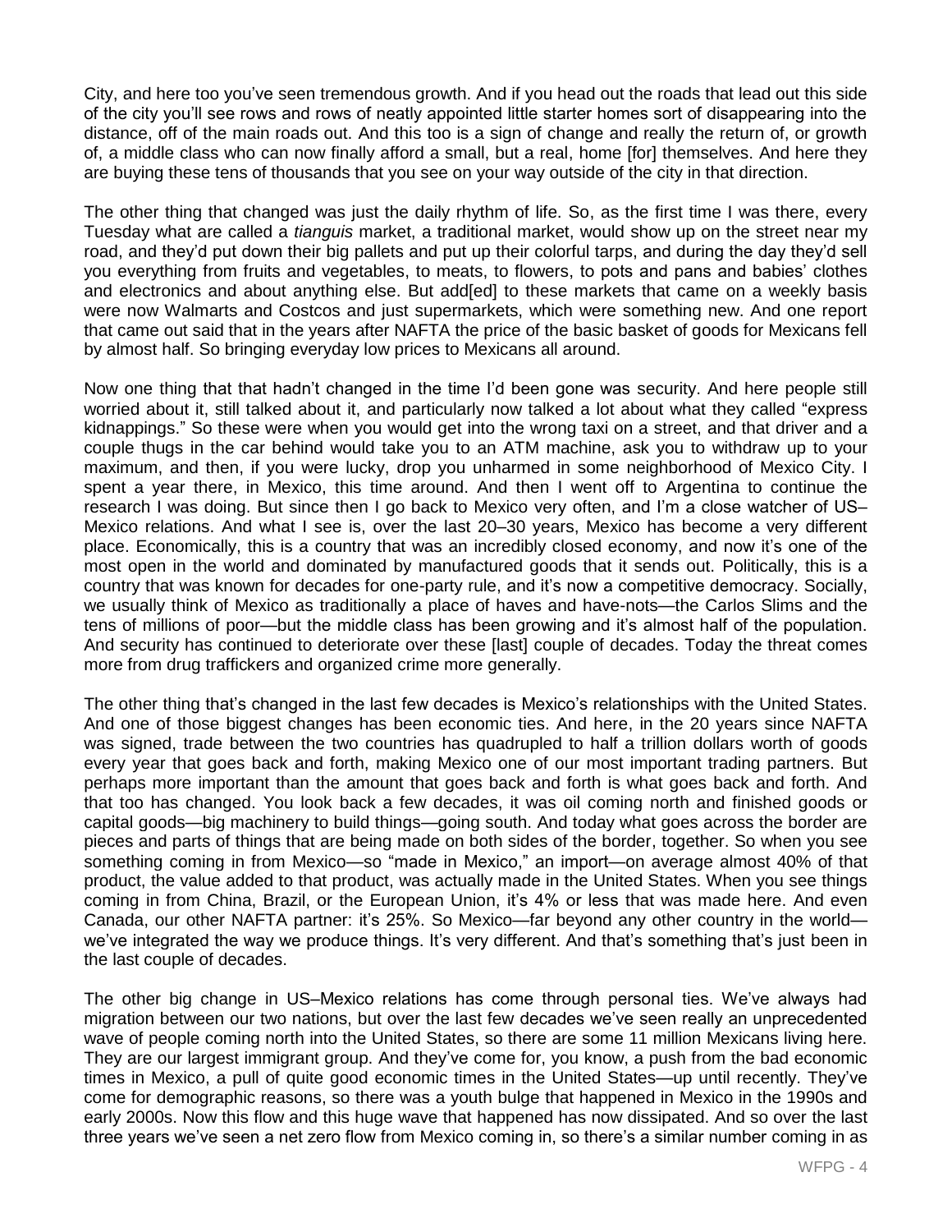City, and here too you've seen tremendous growth. And if you head out the roads that lead out this side of the city you'll see rows and rows of neatly appointed little starter homes sort of disappearing into the distance, off of the main roads out. And this too is a sign of change and really the return of, or growth of, a middle class who can now finally afford a small, but a real, home [for] themselves. And here they are buying these tens of thousands that you see on your way outside of the city in that direction.

The other thing that changed was just the daily rhythm of life. So, as the first time I was there, every Tuesday what are called a *tianguis* market, a traditional market, would show up on the street near my road, and they'd put down their big pallets and put up their colorful tarps, and during the day they'd sell you everything from fruits and vegetables, to meats, to flowers, to pots and pans and babies' clothes and electronics and about anything else. But add[ed] to these markets that came on a weekly basis were now Walmarts and Costcos and just supermarkets, which were something new. And one report that came out said that in the years after NAFTA the price of the basic basket of goods for Mexicans fell by almost half. So bringing everyday low prices to Mexicans all around.

Now one thing that that hadn't changed in the time I'd been gone was security. And here people still worried about it, still talked about it, and particularly now talked a lot about what they called "express kidnappings." So these were when you would get into the wrong taxi on a street, and that driver and a couple thugs in the car behind would take you to an ATM machine, ask you to withdraw up to your maximum, and then, if you were lucky, drop you unharmed in some neighborhood of Mexico City. I spent a year there, in Mexico, this time around. And then I went off to Argentina to continue the research I was doing. But since then I go back to Mexico very often, and I'm a close watcher of US–Mexico relations. And what I see is, over the last 20–30 years, Mexico has become a very different place. Economically, this is a country that was an incredibly closed economy, and now it's one of the most open in the world and dominated by manufactured goods that it sends out. Politically, this is a country that was known for decades for one-party rule, and it's now a competitive democracy. Socially, we usually think of Mexico as traditionally a place of haves and have-nots—the Carlos Slims and the tens of millions of poor—but the middle class has been growing and it's almost half of the population. And security has continued to deteriorate over these [last] couple of decades. Today the threat comes more from drug traffickers and organized crime more generally.

The other thing that's changed in the last few decades is Mexico's relationships with the United States. And one of those biggest changes has been economic ties. And here, in the 20 years since NAFTA was signed, trade between the two countries has quadrupled to half a trillion dollars worth of goods every year that goes back and forth, making Mexico one of our most important trading partners. But perhaps more important than the amount that goes back and forth is what goes back and forth. And that too has changed. You look back a few decades, it was oil coming north and finished goods or capital goods—big machinery to build things—going south. And today what goes across the border are pieces and parts of things that are being made on both sides of the border, together. So when you see something coming in from Mexico—so "made in Mexico," an import—on average almost 40% of that product, the value added to that product, was actually made in the United States. When you see things coming in from China, Brazil, or the European Union, it's 4% or less that was made here. And even Canada, our other NAFTA partner: it's 25%. So Mexico—far beyond any other country in the world—we've integrated the way we produce things. It's very different. And that's something that's just been in the last couple of decades.

The other big change in US–Mexico relations has come through personal ties. We've always had migration between our two nations, but over the last few decades we've seen really an unprecedented wave of people coming north into the United States, so there are some 11 million Mexicans living here. They are our largest immigrant group. And they've come for, you know, a push from the bad economic times in Mexico, a pull of quite good economic times in the United States—up until recently. They've come for demographic reasons, so there was a youth bulge that happened in Mexico in the 1990s and early 2000s. Now this flow and this huge wave that happened has now dissipated. And so over the last three years we've seen a net zero flow from Mexico coming in, so there's a similar number coming in as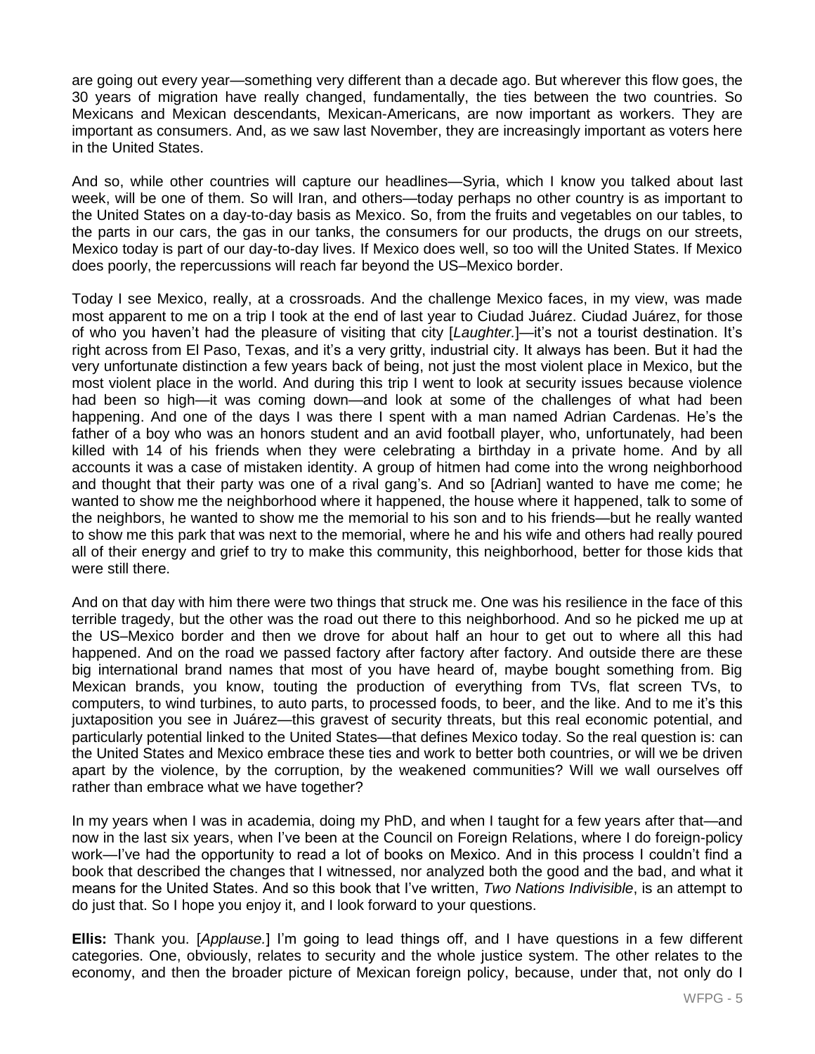are going out every year—something very different than a decade ago. But wherever this flow goes, the 30 years of migration have really changed, fundamentally, the ties between the two countries. So Mexicans and Mexican descendants, Mexican-Americans, are now important as workers. They are important as consumers. And, as we saw last November, they are increasingly important as voters here in the United States.

And so, while other countries will capture our headlines—Syria, which I know you talked about last week, will be one of them. So will Iran, and others—today perhaps no other country is as important to the United States on a day-to-day basis as Mexico. So, from the fruits and vegetables on our tables, to the parts in our cars, the gas in our tanks, the consumers for our products, the drugs on our streets, Mexico today is part of our day-to-day lives. If Mexico does well, so too will the United States. If Mexico does poorly, the repercussions will reach far beyond the US–Mexico border.

Today I see Mexico, really, at a crossroads. And the challenge Mexico faces, in my view, was made most apparent to me on a trip I took at the end of last year to Ciudad Juárez. Ciudad Juárez, for those of who you haven't had the pleasure of visiting that city [*Laughter.*]—it's not a tourist destination. It's right across from El Paso, Texas, and it's a very gritty, industrial city. It always has been. But it had the very unfortunate distinction a few years back of being, not just the most violent place in Mexico, but the most violent place in the world. And during this trip I went to look at security issues because violence had been so high—it was coming down—and look at some of the challenges of what had been happening. And one of the days I was there I spent with a man named Adrian Cardenas. He's the father of a boy who was an honors student and an avid football player, who, unfortunately, had been killed with 14 of his friends when they were celebrating a birthday in a private home. And by all accounts it was a case of mistaken identity. A group of hitmen had come into the wrong neighborhood and thought that their party was one of a rival gang's. And so [Adrian] wanted to have me come; he wanted to show me the neighborhood where it happened, the house where it happened, talk to some of the neighbors, he wanted to show me the memorial to his son and to his friends—but he really wanted to show me this park that was next to the memorial, where he and his wife and others had really poured all of their energy and grief to try to make this community, this neighborhood, better for those kids that were still there.

And on that day with him there were two things that struck me. One was his resilience in the face of this terrible tragedy, but the other was the road out there to this neighborhood. And so he picked me up at the US–Mexico border and then we drove for about half an hour to get out to where all this had happened. And on the road we passed factory after factory after factory. And outside there are these big international brand names that most of you have heard of, maybe bought something from. Big Mexican brands, you know, touting the production of everything from TVs, flat screen TVs, to computers, to wind turbines, to auto parts, to processed foods, to beer, and the like. And to me it's this juxtaposition you see in Juárez—this gravest of security threats, but this real economic potential, and particularly potential linked to the United States—that defines Mexico today. So the real question is: can the United States and Mexico embrace these ties and work to better both countries, or will we be driven apart by the violence, by the corruption, by the weakened communities? Will we wall ourselves off rather than embrace what we have together?

In my years when I was in academia, doing my PhD, and when I taught for a few years after that—and now in the last six years, when I've been at the Council on Foreign Relations, where I do foreign-policy work—I've had the opportunity to read a lot of books on Mexico. And in this process I couldn't find a book that described the changes that I witnessed, nor analyzed both the good and the bad, and what it means for the United States. And so this book that I've written, *Two Nations Indivisible*, is an attempt to do just that. So I hope you enjoy it, and I look forward to your questions.

**Ellis:** Thank you. [*Applause.*] I'm going to lead things off, and I have questions in a few different categories. One, obviously, relates to security and the whole justice system. The other relates to the economy, and then the broader picture of Mexican foreign policy, because, under that, not only do I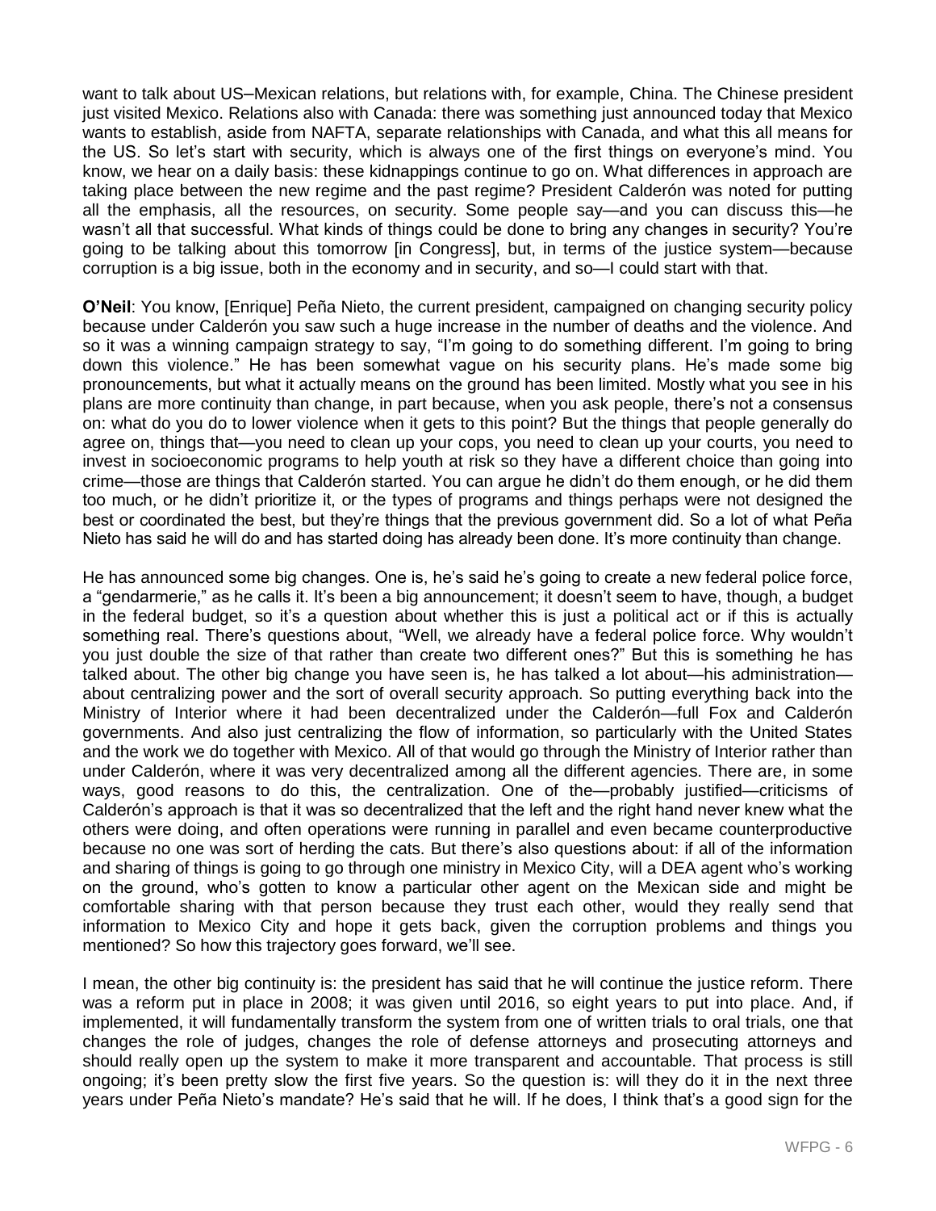want to talk about US–Mexican relations, but relations with, for example, China. The Chinese president just visited Mexico. Relations also with Canada: there was something just announced today that Mexico wants to establish, aside from NAFTA, separate relationships with Canada, and what this all means for the US. So let's start with security, which is always one of the first things on everyone's mind. You know, we hear on a daily basis: these kidnappings continue to go on. What differences in approach are taking place between the new regime and the past regime? President Calderón was noted for putting all the emphasis, all the resources, on security. Some people say—and you can discuss this—he wasn't all that successful. What kinds of things could be done to bring any changes in security? You're going to be talking about this tomorrow [in Congress], but, in terms of the justice system—because corruption is a big issue, both in the economy and in security, and so—I could start with that.

**O'Neil**: You know, [Enrique] Peña Nieto, the current president, campaigned on changing security policy because under Calderón you saw such a huge increase in the number of deaths and the violence. And so it was a winning campaign strategy to say, "I'm going to do something different. I'm going to bring down this violence." He has been somewhat vague on his security plans. He's made some big pronouncements, but what it actually means on the ground has been limited. Mostly what you see in his plans are more continuity than change, in part because, when you ask people, there's not a consensus on: what do you do to lower violence when it gets to this point? But the things that people generally do agree on, things that—you need to clean up your cops, you need to clean up your courts, you need to invest in socioeconomic programs to help youth at risk so they have a different choice than going into crime—those are things that Calderón started. You can argue he didn't do them enough, or he did them too much, or he didn't prioritize it, or the types of programs and things perhaps were not designed the best or coordinated the best, but they're things that the previous government did. So a lot of what Peña Nieto has said he will do and has started doing has already been done. It's more continuity than change.

He has announced some big changes. One is, he's said he's going to create a new federal police force, a "gendarmerie," as he calls it. It's been a big announcement; it doesn't seem to have, though, a budget in the federal budget, so it's a question about whether this is just a political act or if this is actually something real. There's questions about, "Well, we already have a federal police force. Why wouldn't you just double the size of that rather than create two different ones?" But this is something he has talked about. The other big change you have seen is, he has talked a lot about—his administration—about centralizing power and the sort of overall security approach. So putting everything back into the Ministry of Interior where it had been decentralized under the Calderón—full Fox and Calderón governments. And also just centralizing the flow of information, so particularly with the United States and the work we do together with Mexico. All of that would go through the Ministry of Interior rather than under Calderón, where it was very decentralized among all the different agencies. There are, in some ways, good reasons to do this, the centralization. One of the—probably justified—criticisms of Calderón's approach is that it was so decentralized that the left and the right hand never knew what the others were doing, and often operations were running in parallel and even became counterproductive because no one was sort of herding the cats. But there's also questions about: if all of the information and sharing of things is going to go through one ministry in Mexico City, will a DEA agent who's working on the ground, who's gotten to know a particular other agent on the Mexican side and might be comfortable sharing with that person because they trust each other, would they really send that information to Mexico City and hope it gets back, given the corruption problems and things you mentioned? So how this trajectory goes forward, we'll see.

I mean, the other big continuity is: the president has said that he will continue the justice reform. There was a reform put in place in 2008; it was given until 2016, so eight years to put into place. And, if implemented, it will fundamentally transform the system from one of written trials to oral trials, one that changes the role of judges, changes the role of defense attorneys and prosecuting attorneys and should really open up the system to make it more transparent and accountable. That process is still ongoing; it's been pretty slow the first five years. So the question is: will they do it in the next three years under Peña Nieto's mandate? He's said that he will. If he does, I think that's a good sign for the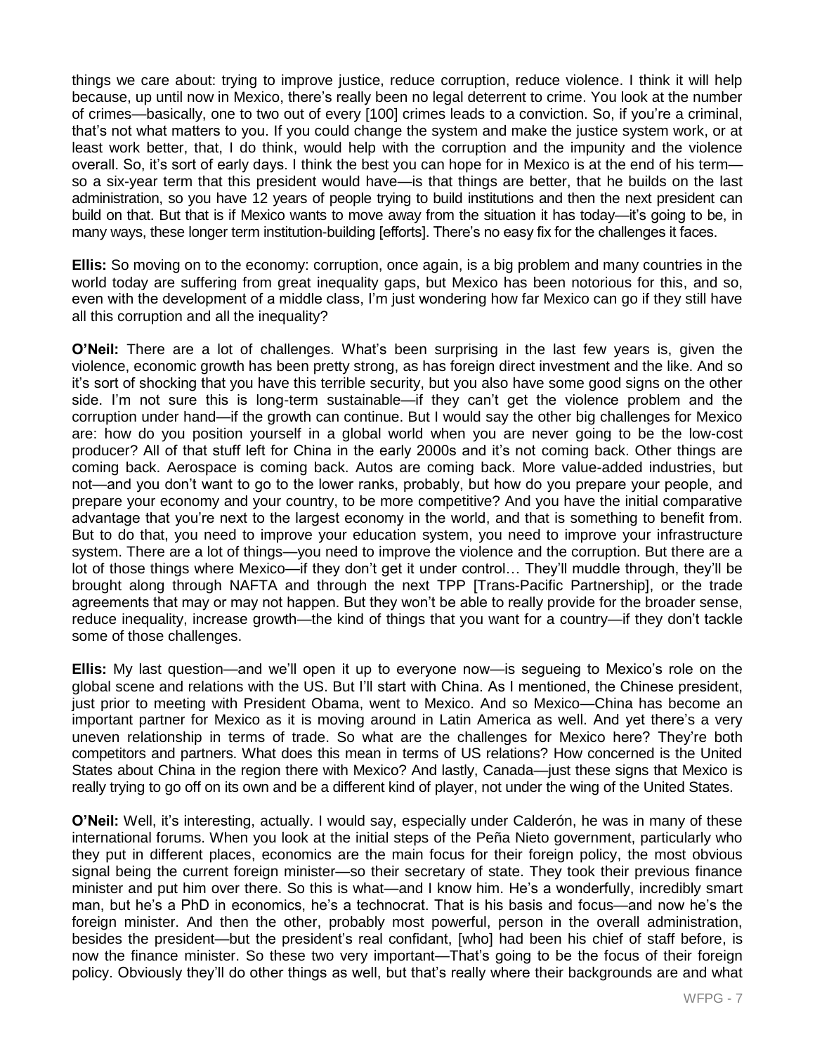things we care about: trying to improve justice, reduce corruption, reduce violence. I think it will help because, up until now in Mexico, there's really been no legal deterrent to crime. You look at the number of crimes—basically, one to two out of every [100] crimes leads to a conviction. So, if you're a criminal, that's not what matters to you. If you could change the system and make the justice system work, or at least work better, that, I do think, would help with the corruption and the impunity and the violence overall. So, it's sort of early days. I think the best you can hope for in Mexico is at the end of his term—so a six-year term that this president would have—is that things are better, that he builds on the last administration, so you have 12 years of people trying to build institutions and then the next president can build on that. But that is if Mexico wants to move away from the situation it has today—it's going to be, in many ways, these longer term institution-building [efforts]. There's no easy fix for the challenges it faces.

**Ellis:** So moving on to the economy: corruption, once again, is a big problem and many countries in the world today are suffering from great inequality gaps, but Mexico has been notorious for this, and so, even with the development of a middle class, I'm just wondering how far Mexico can go if they still have all this corruption and all the inequality?

**O'Neil:** There are a lot of challenges. What's been surprising in the last few years is, given the violence, economic growth has been pretty strong, as has foreign direct investment and the like. And so it's sort of shocking that you have this terrible security, but you also have some good signs on the other side. I'm not sure this is long-term sustainable—if they can't get the violence problem and the corruption under hand—if the growth can continue. But I would say the other big challenges for Mexico are: how do you position yourself in a global world when you are never going to be the low-cost producer? All of that stuff left for China in the early 2000s and it's not coming back. Other things are coming back. Aerospace is coming back. Autos are coming back. More value-added industries, but not—and you don't want to go to the lower ranks, probably, but how do you prepare your people, and prepare your economy and your country, to be more competitive? And you have the initial comparative advantage that you're next to the largest economy in the world, and that is something to benefit from. But to do that, you need to improve your education system, you need to improve your infrastructure system. There are a lot of things—you need to improve the violence and the corruption. But there are a lot of those things where Mexico—if they don't get it under control… They'll muddle through, they'll be brought along through NAFTA and through the next TPP [Trans-Pacific Partnership], or the trade agreements that may or may not happen. But they won't be able to really provide for the broader sense, reduce inequality, increase growth—the kind of things that you want for a country—if they don't tackle some of those challenges.

**Ellis:** My last question—and we'll open it up to everyone now—is segueing to Mexico's role on the global scene and relations with the US. But I'll start with China. As I mentioned, the Chinese president, just prior to meeting with President Obama, went to Mexico. And so Mexico—China has become an important partner for Mexico as it is moving around in Latin America as well. And yet there's a very uneven relationship in terms of trade. So what are the challenges for Mexico here? They're both competitors and partners. What does this mean in terms of US relations? How concerned is the United States about China in the region there with Mexico? And lastly, Canada—just these signs that Mexico is really trying to go off on its own and be a different kind of player, not under the wing of the United States.

**O'Neil:** Well, it's interesting, actually. I would say, especially under Calderón, he was in many of these international forums. When you look at the initial steps of the Peña Nieto government, particularly who they put in different places, economics are the main focus for their foreign policy, the most obvious signal being the current foreign minister—so their secretary of state. They took their previous finance minister and put him over there. So this is what—and I know him. He's a wonderfully, incredibly smart man, but he's a PhD in economics, he's a technocrat. That is his basis and focus—and now he's the foreign minister. And then the other, probably most powerful, person in the overall administration, besides the president—but the president's real confidant, [who] had been his chief of staff before, is now the finance minister. So these two very important—That's going to be the focus of their foreign policy. Obviously they'll do other things as well, but that's really where their backgrounds are and what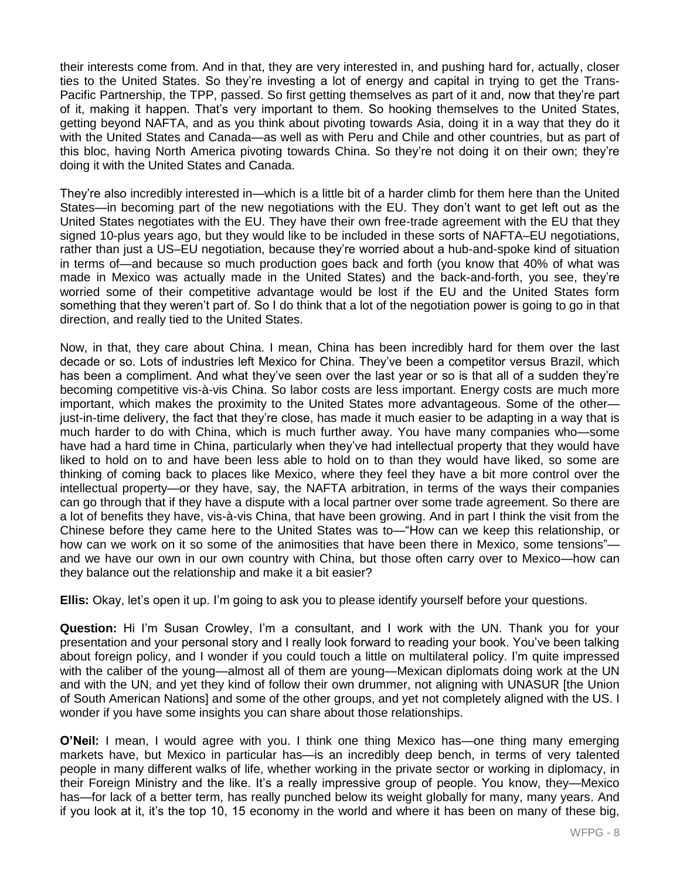their interests come from. And in that, they are very interested in, and pushing hard for, actually, closer ties to the United States. So they're investing a lot of energy and capital in trying to get the Trans-Pacific Partnership, the TPP, passed. So first getting themselves as part of it and, now that they're part of it, making it happen. That's very important to them. So hooking themselves to the United States, getting beyond NAFTA, and as you think about pivoting towards Asia, doing it in a way that they do it with the United States and Canada—as well as with Peru and Chile and other countries, but as part of this bloc, having North America pivoting towards China. So they're not doing it on their own; they're doing it with the United States and Canada.

They're also incredibly interested in—which is a little bit of a harder climb for them here than the United States—in becoming part of the new negotiations with the EU. They don't want to get left out as the United States negotiates with the EU. They have their own free-trade agreement with the EU that they signed 10-plus years ago, but they would like to be included in these sorts of NAFTA–EU negotiations, rather than just a US–EU negotiation, because they're worried about a hub-and-spoke kind of situation in terms of—and because so much production goes back and forth (you know that 40% of what was made in Mexico was actually made in the United States) and the back-and-forth, you see, they're worried some of their competitive advantage would be lost if the EU and the United States form something that they weren't part of. So I do think that a lot of the negotiation power is going to go in that direction, and really tied to the United States.

Now, in that, they care about China. I mean, China has been incredibly hard for them over the last decade or so. Lots of industries left Mexico for China. They've been a competitor versus Brazil, which has been a compliment. And what they've seen over the last year or so is that all of a sudden they're becoming competitive vis-à-vis China. So labor costs are less important. Energy costs are much more important, which makes the proximity to the United States more advantageous. Some of the other—just-in-time delivery, the fact that they're close, has made it much easier to be adapting in a way that is much harder to do with China, which is much further away. You have many companies who—some have had a hard time in China, particularly when they've had intellectual property that they would have liked to hold on to and have been less able to hold on to than they would have liked, so some are thinking of coming back to places like Mexico, where they feel they have a bit more control over the intellectual property—or they have, say, the NAFTA arbitration, in terms of the ways their companies can go through that if they have a dispute with a local partner over some trade agreement. So there are a lot of benefits they have, vis-à-vis China, that have been growing. And in part I think the visit from the Chinese before they came here to the United States was to—"How can we keep this relationship, or how can we work on it so some of the animosities that have been there in Mexico, some tensions"—and we have our own in our own country with China, but those often carry over to Mexico—how can they balance out the relationship and make it a bit easier?

**Ellis:** Okay, let's open it up. I'm going to ask you to please identify yourself before your questions.

**Question:** Hi I'm Susan Crowley, I'm a consultant, and I work with the UN. Thank you for your presentation and your personal story and I really look forward to reading your book. You've been talking about foreign policy, and I wonder if you could touch a little on multilateral policy. I'm quite impressed with the caliber of the young—almost all of them are young—Mexican diplomats doing work at the UN and with the UN, and yet they kind of follow their own drummer, not aligning with UNASUR [the Union of South American Nations] and some of the other groups, and yet not completely aligned with the US. I wonder if you have some insights you can share about those relationships.

**O'Neil:** I mean, I would agree with you. I think one thing Mexico has—one thing many emerging markets have, but Mexico in particular has—is an incredibly deep bench, in terms of very talented people in many different walks of life, whether working in the private sector or working in diplomacy, in their Foreign Ministry and the like. It's a really impressive group of people. You know, they—Mexico has—for lack of a better term, has really punched below its weight globally for many, many years. And if you look at it, it's the top 10, 15 economy in the world and where it has been on many of these big,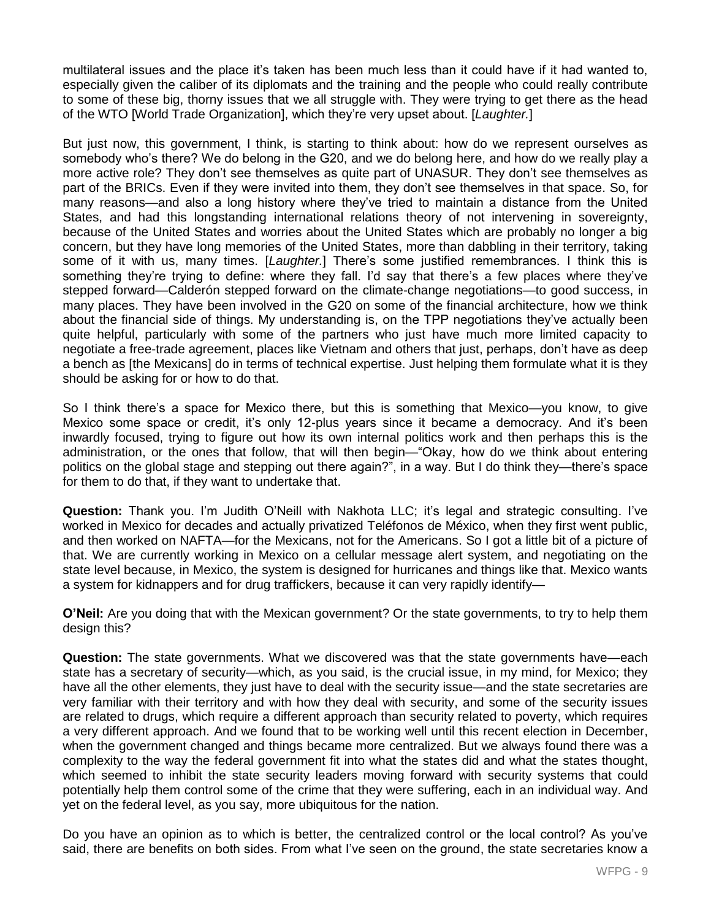multilateral issues and the place it's taken has been much less than it could have if it had wanted to, especially given the caliber of its diplomats and the training and the people who could really contribute to some of these big, thorny issues that we all struggle with. They were trying to get there as the head of the WTO [World Trade Organization], which they're very upset about. [*Laughter.*]

But just now, this government, I think, is starting to think about: how do we represent ourselves as somebody who's there? We do belong in the G20, and we do belong here, and how do we really play a more active role? They don't see themselves as quite part of UNASUR. They don't see themselves as part of the BRICs. Even if they were invited into them, they don't see themselves in that space. So, for many reasons—and also a long history where they've tried to maintain a distance from the United States, and had this longstanding international relations theory of not intervening in sovereignty, because of the United States and worries about the United States which are probably no longer a big concern, but they have long memories of the United States, more than dabbling in their territory, taking some of it with us, many times. [*Laughter.*] There's some justified remembrances. I think this is something they're trying to define: where they fall. I'd say that there's a few places where they've stepped forward—Calderón stepped forward on the climate-change negotiations—to good success, in many places. They have been involved in the G20 on some of the financial architecture, how we think about the financial side of things. My understanding is, on the TPP negotiations they've actually been quite helpful, particularly with some of the partners who just have much more limited capacity to negotiate a free-trade agreement, places like Vietnam and others that just, perhaps, don't have as deep a bench as [the Mexicans] do in terms of technical expertise. Just helping them formulate what it is they should be asking for or how to do that.

So I think there's a space for Mexico there, but this is something that Mexico—you know, to give Mexico some space or credit, it's only 12-plus years since it became a democracy. And it's been inwardly focused, trying to figure out how its own internal politics work and then perhaps this is the administration, or the ones that follow, that will then begin—"Okay, how do we think about entering politics on the global stage and stepping out there again?", in a way. But I do think they—there's space for them to do that, if they want to undertake that.

**Question:** Thank you. I'm Judith O'Neill with Nakhota LLC; it's legal and strategic consulting. I've worked in Mexico for decades and actually privatized Teléfonos de México, when they first went public, and then worked on NAFTA—for the Mexicans, not for the Americans. So I got a little bit of a picture of that. We are currently working in Mexico on a cellular message alert system, and negotiating on the state level because, in Mexico, the system is designed for hurricanes and things like that. Mexico wants a system for kidnappers and for drug traffickers, because it can very rapidly identify—

**O'Neil:** Are you doing that with the Mexican government? Or the state governments, to try to help them design this?

**Question:** The state governments. What we discovered was that the state governments have—each state has a secretary of security—which, as you said, is the crucial issue, in my mind, for Mexico; they have all the other elements, they just have to deal with the security issue—and the state secretaries are very familiar with their territory and with how they deal with security, and some of the security issues are related to drugs, which require a different approach than security related to poverty, which requires a very different approach. And we found that to be working well until this recent election in December, when the government changed and things became more centralized. But we always found there was a complexity to the way the federal government fit into what the states did and what the states thought, which seemed to inhibit the state security leaders moving forward with security systems that could potentially help them control some of the crime that they were suffering, each in an individual way. And yet on the federal level, as you say, more ubiquitous for the nation.

Do you have an opinion as to which is better, the centralized control or the local control? As you've said, there are benefits on both sides. From what I've seen on the ground, the state secretaries know a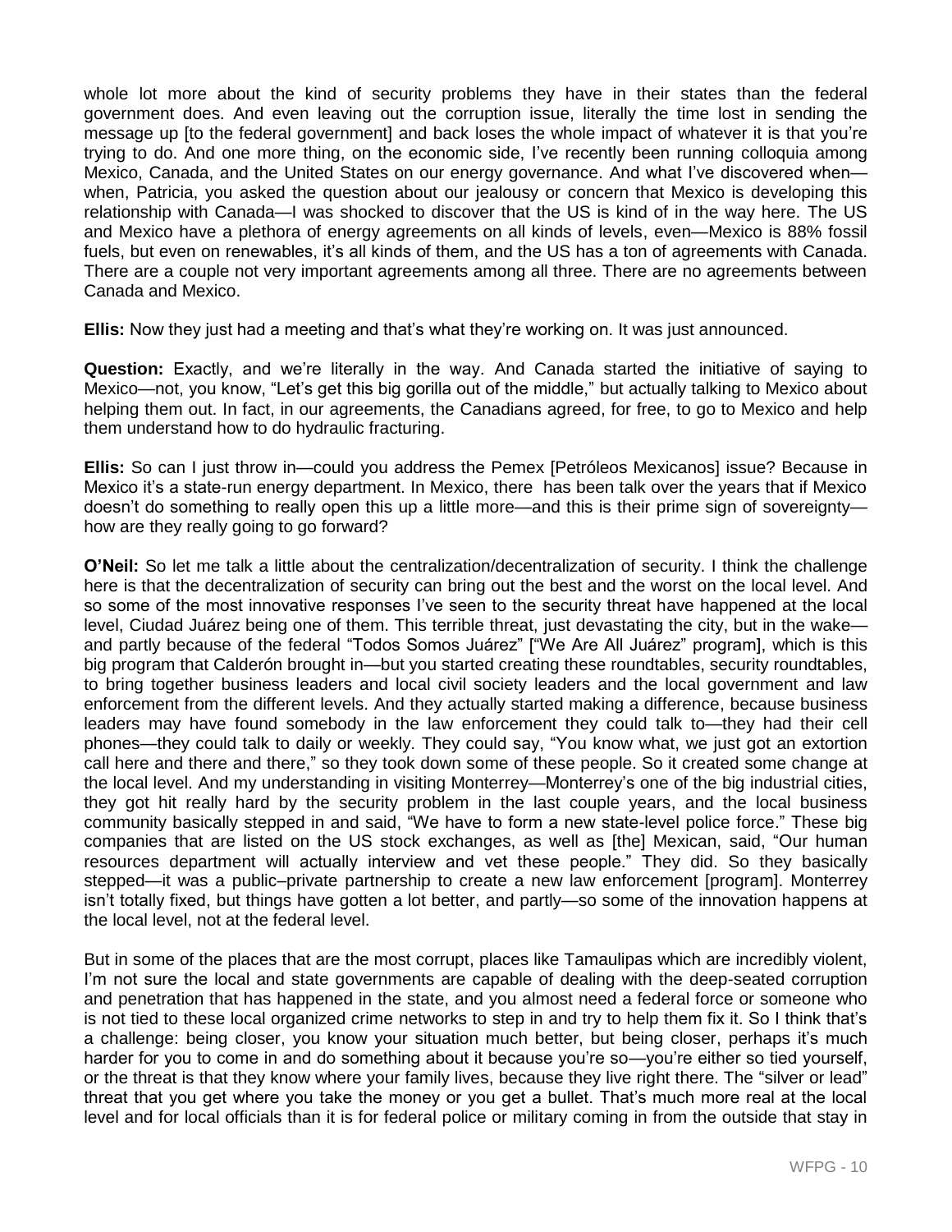whole lot more about the kind of security problems they have in their states than the federal government does. And even leaving out the corruption issue, literally the time lost in sending the message up [to the federal government] and back loses the whole impact of whatever it is that you're trying to do. And one more thing, on the economic side, I've recently been running colloquia among Mexico, Canada, and the United States on our energy governance. And what I've discovered when—when, Patricia, you asked the question about our jealousy or concern that Mexico is developing this relationship with Canada—I was shocked to discover that the US is kind of in the way here. The US and Mexico have a plethora of energy agreements on all kinds of levels, even—Mexico is 88% fossil fuels, but even on renewables, it's all kinds of them, and the US has a ton of agreements with Canada. There are a couple not very important agreements among all three. There are no agreements between Canada and Mexico.

**Ellis:** Now they just had a meeting and that's what they're working on. It was just announced.

**Question:** Exactly, and we're literally in the way. And Canada started the initiative of saying to Mexico—not, you know, "Let's get this big gorilla out of the middle," but actually talking to Mexico about helping them out. In fact, in our agreements, the Canadians agreed, for free, to go to Mexico and help them understand how to do hydraulic fracturing.

**Ellis:** So can I just throw in—could you address the Pemex [Petróleos Mexicanos] issue? Because in Mexico it's a state-run energy department. In Mexico, there has been talk over the years that if Mexico doesn't do something to really open this up a little more—and this is their prime sign of sovereignty—how are they really going to go forward?

**O'Neil:** So let me talk a little about the centralization/decentralization of security. I think the challenge here is that the decentralization of security can bring out the best and the worst on the local level. And so some of the most innovative responses I've seen to the security threat have happened at the local level, Ciudad Juárez being one of them. This terrible threat, just devastating the city, but in the wake—and partly because of the federal "Todos Somos Juárez" ["We Are All Juárez" program], which is this big program that Calderón brought in—but you started creating these roundtables, security roundtables, to bring together business leaders and local civil society leaders and the local government and law enforcement from the different levels. And they actually started making a difference, because business leaders may have found somebody in the law enforcement they could talk to—they had their cell phones—they could talk to daily or weekly. They could say, "You know what, we just got an extortion call here and there and there," so they took down some of these people. So it created some change at the local level. And my understanding in visiting Monterrey—Monterrey's one of the big industrial cities, they got hit really hard by the security problem in the last couple years, and the local business community basically stepped in and said, "We have to form a new state-level police force." These big companies that are listed on the US stock exchanges, as well as [the] Mexican, said, "Our human resources department will actually interview and vet these people." They did. So they basically stepped—it was a public–private partnership to create a new law enforcement [program]. Monterrey isn't totally fixed, but things have gotten a lot better, and partly—so some of the innovation happens at the local level, not at the federal level.

But in some of the places that are the most corrupt, places like Tamaulipas which are incredibly violent, I'm not sure the local and state governments are capable of dealing with the deep-seated corruption and penetration that has happened in the state, and you almost need a federal force or someone who is not tied to these local organized crime networks to step in and try to help them fix it. So I think that's a challenge: being closer, you know your situation much better, but being closer, perhaps it's much harder for you to come in and do something about it because you're so—you're either so tied yourself, or the threat is that they know where your family lives, because they live right there. The "silver or lead" threat that you get where you take the money or you get a bullet. That's much more real at the local level and for local officials than it is for federal police or military coming in from the outside that stay in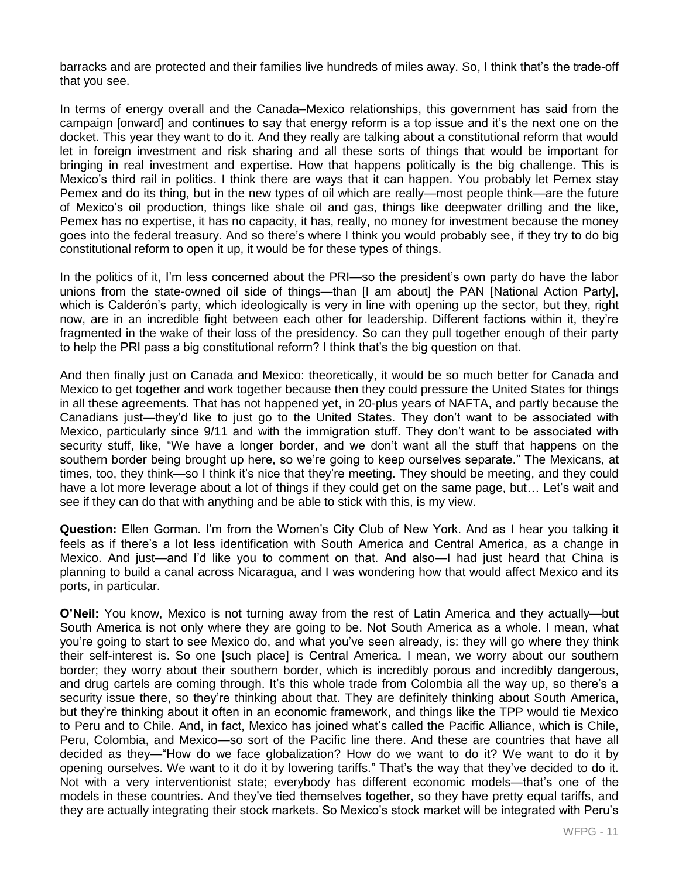barracks and are protected and their families live hundreds of miles away. So, I think that's the trade-off that you see.

In terms of energy overall and the Canada–Mexico relationships, this government has said from the campaign [onward] and continues to say that energy reform is a top issue and it's the next one on the docket. This year they want to do it. And they really are talking about a constitutional reform that would let in foreign investment and risk sharing and all these sorts of things that would be important for bringing in real investment and expertise. How that happens politically is the big challenge. This is Mexico's third rail in politics. I think there are ways that it can happen. You probably let Pemex stay Pemex and do its thing, but in the new types of oil which are really—most people think—are the future of Mexico's oil production, things like shale oil and gas, things like deepwater drilling and the like, Pemex has no expertise, it has no capacity, it has, really, no money for investment because the money goes into the federal treasury. And so there's where I think you would probably see, if they try to do big constitutional reform to open it up, it would be for these types of things.

In the politics of it, I'm less concerned about the PRI—so the president's own party do have the labor unions from the state-owned oil side of things—than [I am about] the PAN [National Action Party], which is Calderón's party, which ideologically is very in line with opening up the sector, but they, right now, are in an incredible fight between each other for leadership. Different factions within it, they're fragmented in the wake of their loss of the presidency. So can they pull together enough of their party to help the PRI pass a big constitutional reform? I think that's the big question on that.

And then finally just on Canada and Mexico: theoretically, it would be so much better for Canada and Mexico to get together and work together because then they could pressure the United States for things in all these agreements. That has not happened yet, in 20-plus years of NAFTA, and partly because the Canadians just—they'd like to just go to the United States. They don't want to be associated with Mexico, particularly since 9/11 and with the immigration stuff. They don't want to be associated with security stuff, like, "We have a longer border, and we don't want all the stuff that happens on the southern border being brought up here, so we're going to keep ourselves separate." The Mexicans, at times, too, they think—so I think it's nice that they're meeting. They should be meeting, and they could have a lot more leverage about a lot of things if they could get on the same page, but… Let's wait and see if they can do that with anything and be able to stick with this, is my view.

**Question:** Ellen Gorman. I'm from the Women's City Club of New York. And as I hear you talking it feels as if there's a lot less identification with South America and Central America, as a change in Mexico. And just—and I'd like you to comment on that. And also—I had just heard that China is planning to build a canal across Nicaragua, and I was wondering how that would affect Mexico and its ports, in particular.

**O'Neil:** You know, Mexico is not turning away from the rest of Latin America and they actually—but South America is not only where they are going to be. Not South America as a whole. I mean, what you're going to start to see Mexico do, and what you've seen already, is: they will go where they think their self-interest is. So one [such place] is Central America. I mean, we worry about our southern border; they worry about their southern border, which is incredibly porous and incredibly dangerous, and drug cartels are coming through. It's this whole trade from Colombia all the way up, so there's a security issue there, so they're thinking about that. They are definitely thinking about South America, but they're thinking about it often in an economic framework, and things like the TPP would tie Mexico to Peru and to Chile. And, in fact, Mexico has joined what's called the Pacific Alliance, which is Chile, Peru, Colombia, and Mexico—so sort of the Pacific line there. And these are countries that have all decided as they—"How do we face globalization? How do we want to do it? We want to do it by opening ourselves. We want to it do it by lowering tariffs." That's the way that they've decided to do it. Not with a very interventionist state; everybody has different economic models—that's one of the models in these countries. And they've tied themselves together, so they have pretty equal tariffs, and they are actually integrating their stock markets. So Mexico's stock market will be integrated with Peru's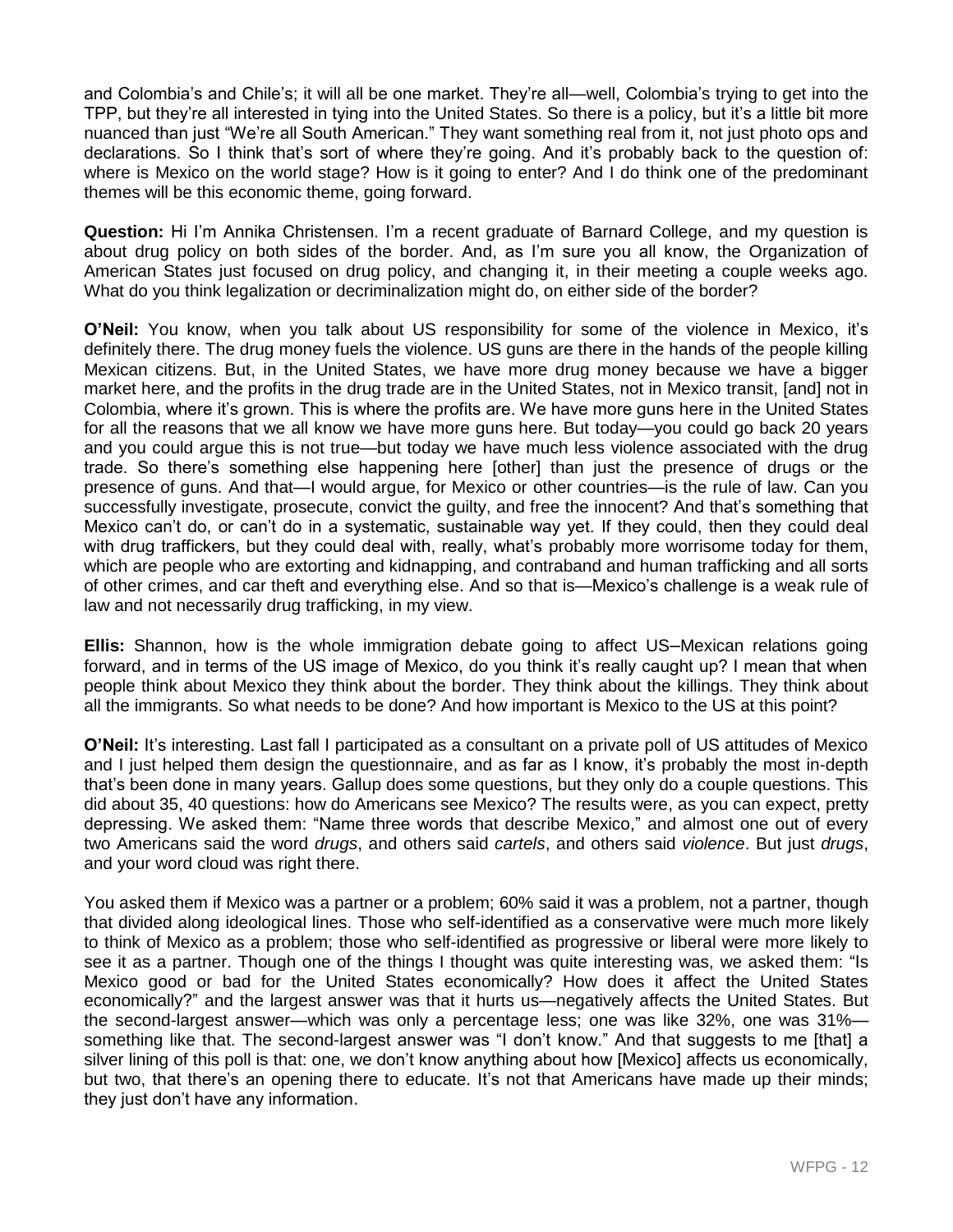and Colombia's and Chile's; it will all be one market. They're all—well, Colombia's trying to get into the TPP, but they're all interested in tying into the United States. So there is a policy, but it's a little bit more nuanced than just "We're all South American." They want something real from it, not just photo ops and declarations. So I think that's sort of where they're going. And it's probably back to the question of: where is Mexico on the world stage? How is it going to enter? And I do think one of the predominant themes will be this economic theme, going forward.

**Question:** Hi I'm Annika Christensen. I'm a recent graduate of Barnard College, and my question is about drug policy on both sides of the border. And, as I'm sure you all know, the Organization of American States just focused on drug policy, and changing it, in their meeting a couple weeks ago. What do you think legalization or decriminalization might do, on either side of the border?

**O'Neil:** You know, when you talk about US responsibility for some of the violence in Mexico, it's definitely there. The drug money fuels the violence. US guns are there in the hands of the people killing Mexican citizens. But, in the United States, we have more drug money because we have a bigger market here, and the profits in the drug trade are in the United States, not in Mexico transit, [and] not in Colombia, where it's grown. This is where the profits are. We have more guns here in the United States for all the reasons that we all know we have more guns here. But today—you could go back 20 years and you could argue this is not true—but today we have much less violence associated with the drug trade. So there's something else happening here [other] than just the presence of drugs or the presence of guns. And that—I would argue, for Mexico or other countries—is the rule of law. Can you successfully investigate, prosecute, convict the guilty, and free the innocent? And that's something that Mexico can't do, or can't do in a systematic, sustainable way yet. If they could, then they could deal with drug traffickers, but they could deal with, really, what's probably more worrisome today for them, which are people who are extorting and kidnapping, and contraband and human trafficking and all sorts of other crimes, and car theft and everything else. And so that is—Mexico's challenge is a weak rule of law and not necessarily drug trafficking, in my view.

**Ellis:** Shannon, how is the whole immigration debate going to affect US–Mexican relations going forward, and in terms of the US image of Mexico, do you think it's really caught up? I mean that when people think about Mexico they think about the border. They think about the killings. They think about all the immigrants. So what needs to be done? And how important is Mexico to the US at this point?

**O'Neil:** It's interesting. Last fall I participated as a consultant on a private poll of US attitudes of Mexico and I just helped them design the questionnaire, and as far as I know, it's probably the most in-depth that's been done in many years. Gallup does some questions, but they only do a couple questions. This did about 35, 40 questions: how do Americans see Mexico? The results were, as you can expect, pretty depressing. We asked them: "Name three words that describe Mexico," and almost one out of every two Americans said the word *drugs*, and others said *cartels*, and others said *violence*. But just *drugs*, and your word cloud was right there.

You asked them if Mexico was a partner or a problem; 60% said it was a problem, not a partner, though that divided along ideological lines. Those who self-identified as a conservative were much more likely to think of Mexico as a problem; those who self-identified as progressive or liberal were more likely to see it as a partner. Though one of the things I thought was quite interesting was, we asked them: "Is Mexico good or bad for the United States economically? How does it affect the United States economically?" and the largest answer was that it hurts us—negatively affects the United States. But the second-largest answer—which was only a percentage less; one was like 32%, one was 31%—something like that. The second-largest answer was "I don't know." And that suggests to me [that] a silver lining of this poll is that: one, we don't know anything about how [Mexico] affects us economically, but two, that there's an opening there to educate. It's not that Americans have made up their minds; they just don't have any information.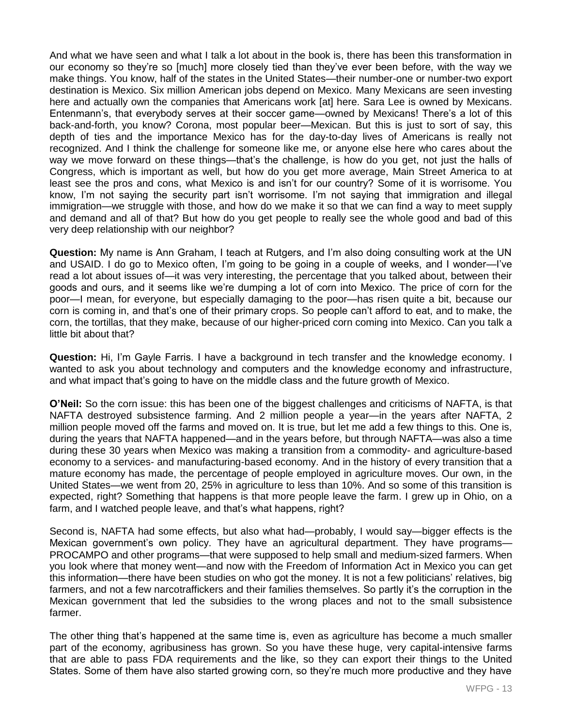And what we have seen and what I talk a lot about in the book is, there has been this transformation in our economy so they're so [much] more closely tied than they've ever been before, with the way we make things. You know, half of the states in the United States—their number-one or number-two export destination is Mexico. Six million American jobs depend on Mexico. Many Mexicans are seen investing here and actually own the companies that Americans work [at] here. Sara Lee is owned by Mexicans. Entenmann's, that everybody serves at their soccer game—owned by Mexicans! There's a lot of this back-and-forth, you know? Corona, most popular beer—Mexican. But this is just to sort of say, this depth of ties and the importance Mexico has for the day-to-day lives of Americans is really not recognized. And I think the challenge for someone like me, or anyone else here who cares about the way we move forward on these things—that's the challenge, is how do you get, not just the halls of Congress, which is important as well, but how do you get more average, Main Street America to at least see the pros and cons, what Mexico is and isn't for our country? Some of it is worrisome. You know, I'm not saying the security part isn't worrisome. I'm not saying that immigration and illegal immigration—we struggle with those, and how do we make it so that we can find a way to meet supply and demand and all of that? But how do you get people to really see the whole good and bad of this very deep relationship with our neighbor?

**Question:** My name is Ann Graham, I teach at Rutgers, and I'm also doing consulting work at the UN and USAID. I do go to Mexico often, I'm going to be going in a couple of weeks, and I wonder—I've read a lot about issues of—it was very interesting, the percentage that you talked about, between their goods and ours, and it seems like we're dumping a lot of corn into Mexico. The price of corn for the poor—I mean, for everyone, but especially damaging to the poor—has risen quite a bit, because our corn is coming in, and that's one of their primary crops. So people can't afford to eat, and to make, the corn, the tortillas, that they make, because of our higher-priced corn coming into Mexico. Can you talk a little bit about that?

**Question:** Hi, I'm Gayle Farris. I have a background in tech transfer and the knowledge economy. I wanted to ask you about technology and computers and the knowledge economy and infrastructure, and what impact that's going to have on the middle class and the future growth of Mexico.

**O'Neil:** So the corn issue: this has been one of the biggest challenges and criticisms of NAFTA, is that NAFTA destroyed subsistence farming. And 2 million people a year—in the years after NAFTA, 2 million people moved off the farms and moved on. It is true, but let me add a few things to this. One is, during the years that NAFTA happened—and in the years before, but through NAFTA—was also a time during these 30 years when Mexico was making a transition from a commodity- and agriculture-based economy to a services- and manufacturing-based economy. And in the history of every transition that a mature economy has made, the percentage of people employed in agriculture moves. Our own, in the United States—we went from 20, 25% in agriculture to less than 10%. And so some of this transition is expected, right? Something that happens is that more people leave the farm. I grew up in Ohio, on a farm, and I watched people leave, and that's what happens, right?

Second is, NAFTA had some effects, but also what had—probably, I would say—bigger effects is the Mexican government's own policy. They have an agricultural department. They have programs—PROCAMPO and other programs—that were supposed to help small and medium-sized farmers. When you look where that money went—and now with the Freedom of Information Act in Mexico you can get this information—there have been studies on who got the money. It is not a few politicians' relatives, big farmers, and not a few narcotraffickers and their families themselves. So partly it's the corruption in the Mexican government that led the subsidies to the wrong places and not to the small subsistence farmer.

The other thing that's happened at the same time is, even as agriculture has become a much smaller part of the economy, agribusiness has grown. So you have these huge, very capital-intensive farms that are able to pass FDA requirements and the like, so they can export their things to the United States. Some of them have also started growing corn, so they're much more productive and they have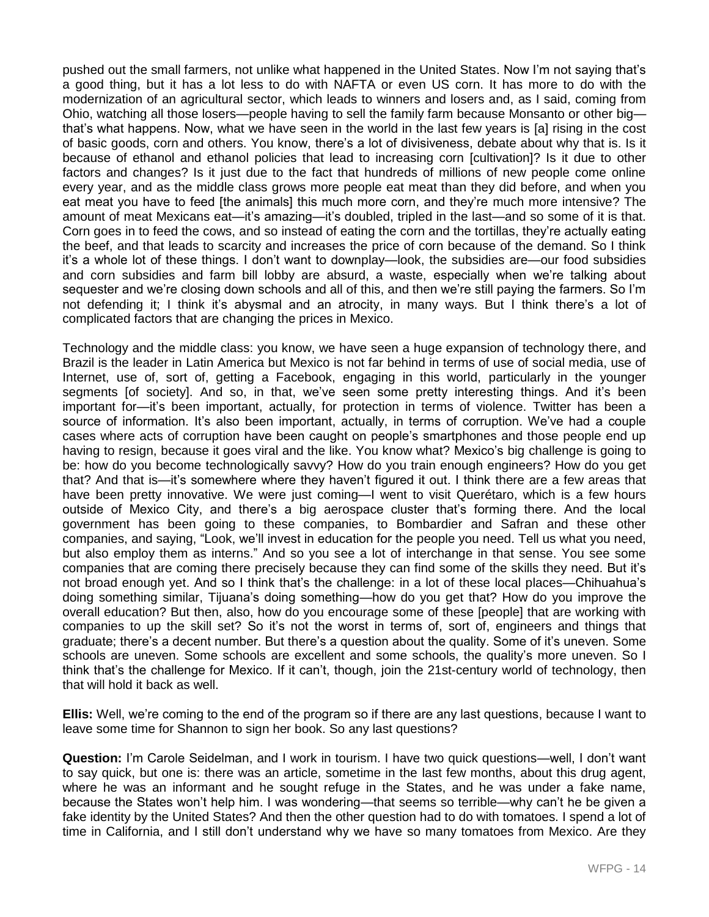pushed out the small farmers, not unlike what happened in the United States. Now I'm not saying that's a good thing, but it has a lot less to do with NAFTA or even US corn. It has more to do with the modernization of an agricultural sector, which leads to winners and losers and, as I said, coming from Ohio, watching all those losers—people having to sell the family farm because Monsanto or other big—that's what happens. Now, what we have seen in the world in the last few years is [a] rising in the cost of basic goods, corn and others. You know, there's a lot of divisiveness, debate about why that is. Is it because of ethanol and ethanol policies that lead to increasing corn [cultivation]? Is it due to other factors and changes? Is it just due to the fact that hundreds of millions of new people come online every year, and as the middle class grows more people eat meat than they did before, and when you eat meat you have to feed [the animals] this much more corn, and they're much more intensive? The amount of meat Mexicans eat—it's amazing—it's doubled, tripled in the last—and so some of it is that. Corn goes in to feed the cows, and so instead of eating the corn and the tortillas, they're actually eating the beef, and that leads to scarcity and increases the price of corn because of the demand. So I think it's a whole lot of these things. I don't want to downplay—look, the subsidies are—our food subsidies and corn subsidies and farm bill lobby are absurd, a waste, especially when we're talking about sequester and we're closing down schools and all of this, and then we're still paying the farmers. So I'm not defending it; I think it's abysmal and an atrocity, in many ways. But I think there's a lot of complicated factors that are changing the prices in Mexico.

Technology and the middle class: you know, we have seen a huge expansion of technology there, and Brazil is the leader in Latin America but Mexico is not far behind in terms of use of social media, use of Internet, use of, sort of, getting a Facebook, engaging in this world, particularly in the younger segments [of society]. And so, in that, we've seen some pretty interesting things. And it's been important for—it's been important, actually, for protection in terms of violence. Twitter has been a source of information. It's also been important, actually, in terms of corruption. We've had a couple cases where acts of corruption have been caught on people's smartphones and those people end up having to resign, because it goes viral and the like. You know what? Mexico's big challenge is going to be: how do you become technologically savvy? How do you train enough engineers? How do you get that? And that is—it's somewhere where they haven't figured it out. I think there are a few areas that have been pretty innovative. We were just coming—I went to visit Querétaro, which is a few hours outside of Mexico City, and there's a big aerospace cluster that's forming there. And the local government has been going to these companies, to Bombardier and Safran and these other companies, and saying, "Look, we'll invest in education for the people you need. Tell us what you need, but also employ them as interns." And so you see a lot of interchange in that sense. You see some companies that are coming there precisely because they can find some of the skills they need. But it's not broad enough yet. And so I think that's the challenge: in a lot of these local places—Chihuahua's doing something similar, Tijuana's doing something—how do you get that? How do you improve the overall education? But then, also, how do you encourage some of these [people] that are working with companies to up the skill set? So it's not the worst in terms of, sort of, engineers and things that graduate; there's a decent number. But there's a question about the quality. Some of it's uneven. Some schools are uneven. Some schools are excellent and some schools, the quality's more uneven. So I think that's the challenge for Mexico. If it can't, though, join the 21st-century world of technology, then that will hold it back as well.

**Ellis:** Well, we're coming to the end of the program so if there are any last questions, because I want to leave some time for Shannon to sign her book. So any last questions?

**Question:** I'm Carole Seidelman, and I work in tourism. I have two quick questions—well, I don't want to say quick, but one is: there was an article, sometime in the last few months, about this drug agent, where he was an informant and he sought refuge in the States, and he was under a fake name, because the States won't help him. I was wondering—that seems so terrible—why can't he be given a fake identity by the United States? And then the other question had to do with tomatoes. I spend a lot of time in California, and I still don't understand why we have so many tomatoes from Mexico. Are they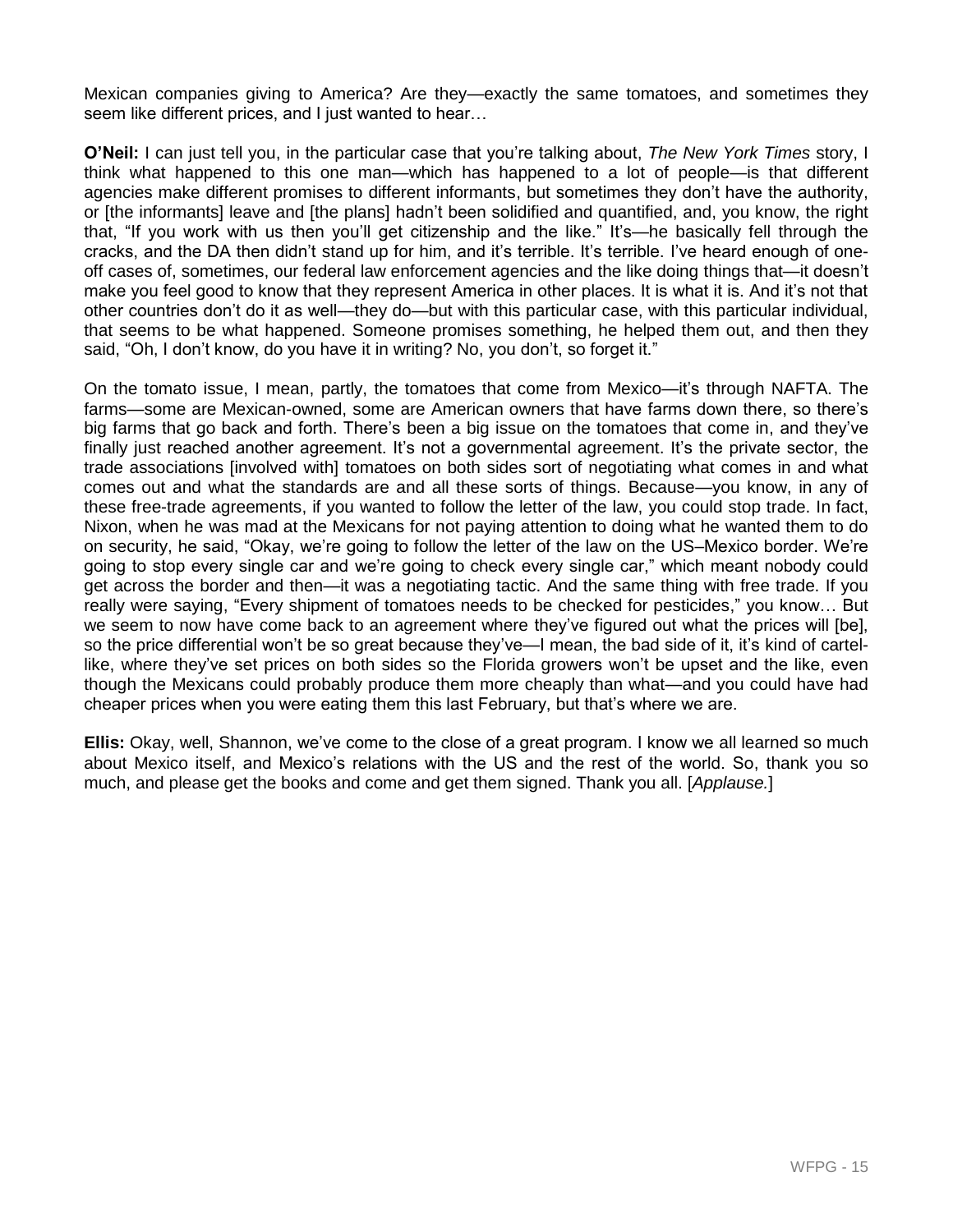Mexican companies giving to America? Are they—exactly the same tomatoes, and sometimes they seem like different prices, and I just wanted to hear…

**O'Neil:** I can just tell you, in the particular case that you're talking about, *The New York Times* story, I think what happened to this one man—which has happened to a lot of people—is that different agencies make different promises to different informants, but sometimes they don't have the authority, or [the informants] leave and [the plans] hadn't been solidified and quantified, and, you know, the right that, "If you work with us then you'll get citizenship and the like." It's—he basically fell through the cracks, and the DA then didn't stand up for him, and it's terrible. It's terrible. I've heard enough of one-off cases of, sometimes, our federal law enforcement agencies and the like doing things that—it doesn't make you feel good to know that they represent America in other places. It is what it is. And it's not that other countries don't do it as well—they do—but with this particular case, with this particular individual, that seems to be what happened. Someone promises something, he helped them out, and then they said, "Oh, I don't know, do you have it in writing? No, you don't, so forget it."

On the tomato issue, I mean, partly, the tomatoes that come from Mexico—it's through NAFTA. The farms—some are Mexican-owned, some are American owners that have farms down there, so there's big farms that go back and forth. There's been a big issue on the tomatoes that come in, and they've finally just reached another agreement. It's not a governmental agreement. It's the private sector, the trade associations [involved with] tomatoes on both sides sort of negotiating what comes in and what comes out and what the standards are and all these sorts of things. Because—you know, in any of these free-trade agreements, if you wanted to follow the letter of the law, you could stop trade. In fact, Nixon, when he was mad at the Mexicans for not paying attention to doing what he wanted them to do on security, he said, "Okay, we're going to follow the letter of the law on the US–Mexico border. We're going to stop every single car and we're going to check every single car," which meant nobody could get across the border and then—it was a negotiating tactic. And the same thing with free trade. If you really were saying, "Every shipment of tomatoes needs to be checked for pesticides," you know… But we seem to now have come back to an agreement where they've figured out what the prices will [be], so the price differential won't be so great because they've—I mean, the bad side of it, it's kind of cartel-like, where they've set prices on both sides so the Florida growers won't be upset and the like, even though the Mexicans could probably produce them more cheaply than what—and you could have had cheaper prices when you were eating them this last February, but that's where we are.

**Ellis:** Okay, well, Shannon, we've come to the close of a great program. I know we all learned so much about Mexico itself, and Mexico's relations with the US and the rest of the world. So, thank you so much, and please get the books and come and get them signed. Thank you all. [*Applause.*]